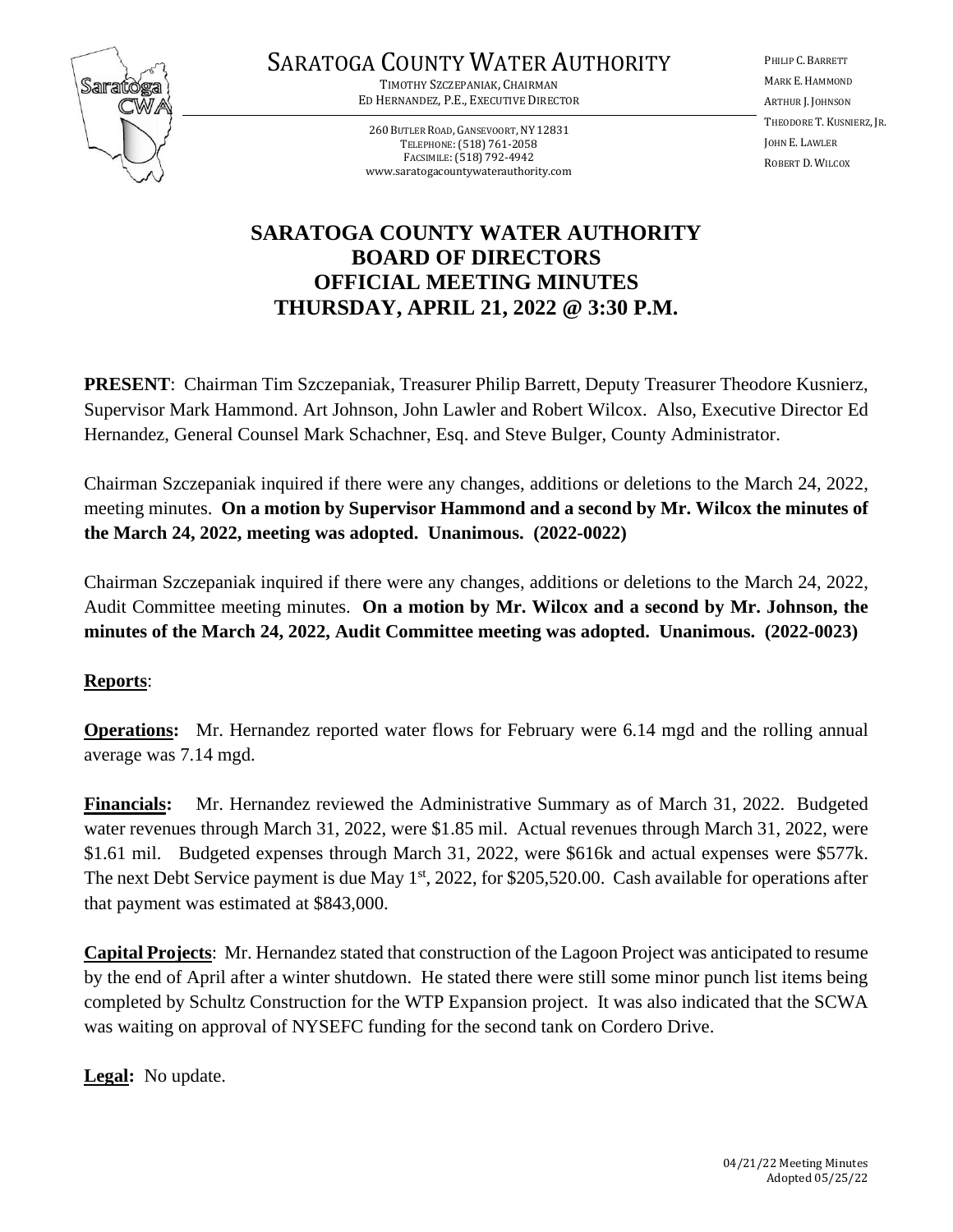# SARATOGA COUNTY WATER AUTHORITY

TIMOTHY SZCZEPANIAK, CHAIRMAN
ED HERNANDEZ, P.E., EXECUTIVE DIRECTOR

260 BUTLER ROAD, GANSEVOORT, NY 12831
TELEPHONE: (518) 761-2058
FACSIMILE: (518) 792-4942
www.saratogacountywaterauthority.com

PHILIP C. BARRETT
MARK E. HAMMOND
ARTHUR J. JOHNSON
THEODORE T. KUSNIERZ, JR.
JOHN E. LAWLER
ROBERT D. WILCOX

## SARATOGA COUNTY WATER AUTHORITY
## BOARD OF DIRECTORS
## OFFICIAL MEETING MINUTES
## THURSDAY, APRIL 21, 2022 @ 3:30 P.M.

**PRESENT**: Chairman Tim Szczepaniak, Treasurer Philip Barrett, Deputy Treasurer Theodore Kusnierz, Supervisor Mark Hammond. Art Johnson, John Lawler and Robert Wilcox. Also, Executive Director Ed Hernandez, General Counsel Mark Schachner, Esq. and Steve Bulger, County Administrator.

Chairman Szczepaniak inquired if there were any changes, additions or deletions to the March 24, 2022, meeting minutes. **On a motion by Supervisor Hammond and a second by Mr. Wilcox the minutes of the March 24, 2022, meeting was adopted. Unanimous. (2022-0022)**

Chairman Szczepaniak inquired if there were any changes, additions or deletions to the March 24, 2022, Audit Committee meeting minutes. **On a motion by Mr. Wilcox and a second by Mr. Johnson, the minutes of the March 24, 2022, Audit Committee meeting was adopted. Unanimous. (2022-0023)**

**Reports**:

**Operations:** Mr. Hernandez reported water flows for February were 6.14 mgd and the rolling annual average was 7.14 mgd.

**Financials:** Mr. Hernandez reviewed the Administrative Summary as of March 31, 2022. Budgeted water revenues through March 31, 2022, were $1.85 mil. Actual revenues through March 31, 2022, were $1.61 mil. Budgeted expenses through March 31, 2022, were $616k and actual expenses were $577k. The next Debt Service payment is due May 1st, 2022, for $205,520.00. Cash available for operations after that payment was estimated at $843,000.

**Capital Projects**: Mr. Hernandez stated that construction of the Lagoon Project was anticipated to resume by the end of April after a winter shutdown. He stated there were still some minor punch list items being completed by Schultz Construction for the WTP Expansion project. It was also indicated that the SCWA was waiting on approval of NYSEFC funding for the second tank on Cordero Drive.

**Legal:** No update.

04/21/22 Meeting Minutes
Adopted 05/25/22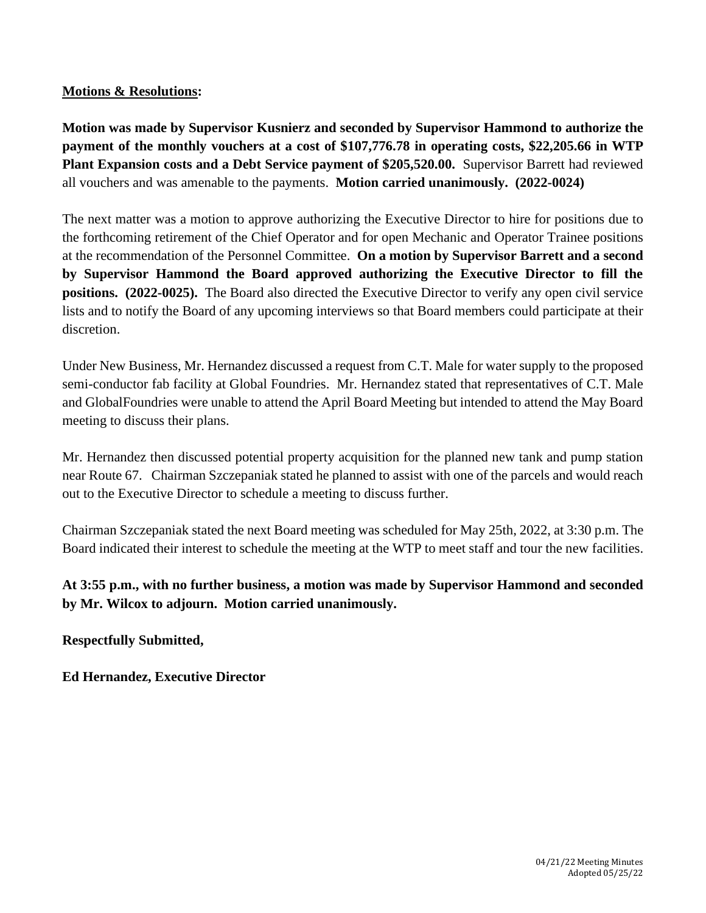**Motions & Resolutions:**

**Motion was made by Supervisor Kusnierz and seconded by Supervisor Hammond to authorize the payment of the monthly vouchers at a cost of $107,776.78 in operating costs, $22,205.66 in WTP Plant Expansion costs and a Debt Service payment of $205,520.00.** Supervisor Barrett had reviewed all vouchers and was amenable to the payments. **Motion carried unanimously. (2022-0024)**

The next matter was a motion to approve authorizing the Executive Director to hire for positions due to the forthcoming retirement of the Chief Operator and for open Mechanic and Operator Trainee positions at the recommendation of the Personnel Committee. **On a motion by Supervisor Barrett and a second by Supervisor Hammond the Board approved authorizing the Executive Director to fill the positions. (2022-0025).** The Board also directed the Executive Director to verify any open civil service lists and to notify the Board of any upcoming interviews so that Board members could participate at their discretion.

Under New Business, Mr. Hernandez discussed a request from C.T. Male for water supply to the proposed semi-conductor fab facility at Global Foundries. Mr. Hernandez stated that representatives of C.T. Male and GlobalFoundries were unable to attend the April Board Meeting but intended to attend the May Board meeting to discuss their plans.

Mr. Hernandez then discussed potential property acquisition for the planned new tank and pump station near Route 67. Chairman Szczepaniak stated he planned to assist with one of the parcels and would reach out to the Executive Director to schedule a meeting to discuss further.

Chairman Szczepaniak stated the next Board meeting was scheduled for May 25th, 2022, at 3:30 p.m. The Board indicated their interest to schedule the meeting at the WTP to meet staff and tour the new facilities.

**At 3:55 p.m., with no further business, a motion was made by Supervisor Hammond and seconded by Mr. Wilcox to adjourn. Motion carried unanimously.**

**Respectfully Submitted,**

**Ed Hernandez, Executive Director**

04/21/22 Meeting Minutes
Adopted 05/25/22